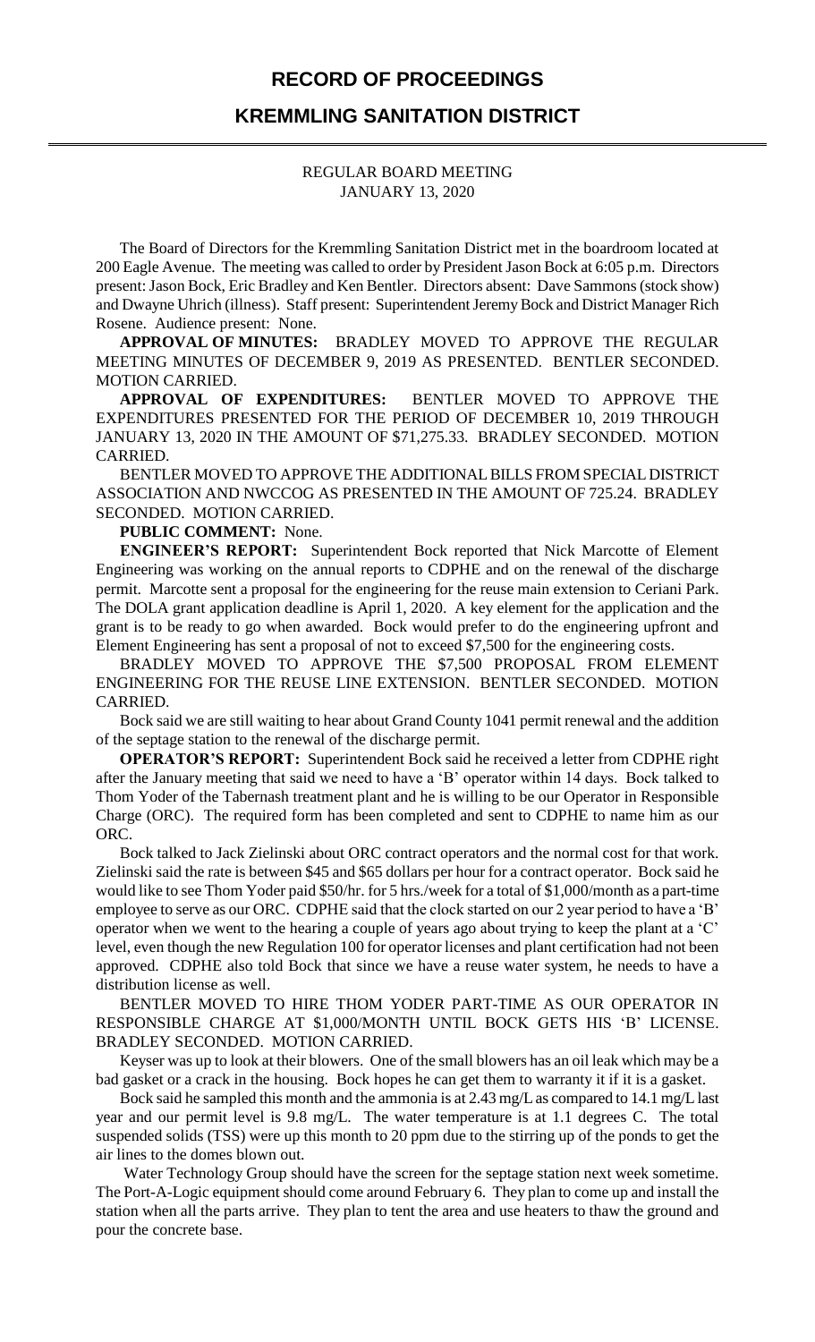# RECORD OF PROCEEDINGS

# KREMMLING SANITATION DISTRICT

REGULAR BOARD MEETING
JANUARY 13, 2020

The Board of Directors for the Kremmling Sanitation District met in the boardroom located at 200 Eagle Avenue. The meeting was called to order by President Jason Bock at 6:05 p.m. Directors present: Jason Bock, Eric Bradley and Ken Bentler. Directors absent: Dave Sammons (stock show) and Dwayne Uhrich (illness). Staff present: Superintendent Jeremy Bock and District Manager Rich Rosene. Audience present: None.

**APPROVAL OF MINUTES:** BRADLEY MOVED TO APPROVE THE REGULAR MEETING MINUTES OF DECEMBER 9, 2019 AS PRESENTED. BENTLER SECONDED. MOTION CARRIED.

**APPROVAL OF EXPENDITURES:** BENTLER MOVED TO APPROVE THE EXPENDITURES PRESENTED FOR THE PERIOD OF DECEMBER 10, 2019 THROUGH JANUARY 13, 2020 IN THE AMOUNT OF $71,275.33. BRADLEY SECONDED. MOTION CARRIED.

BENTLER MOVED TO APPROVE THE ADDITIONAL BILLS FROM SPECIAL DISTRICT ASSOCIATION AND NWCCOG AS PRESENTED IN THE AMOUNT OF 725.24. BRADLEY SECONDED. MOTION CARRIED.

**PUBLIC COMMENT:** None.

**ENGINEER'S REPORT:** Superintendent Bock reported that Nick Marcotte of Element Engineering was working on the annual reports to CDPHE and on the renewal of the discharge permit. Marcotte sent a proposal for the engineering for the reuse main extension to Ceriani Park. The DOLA grant application deadline is April 1, 2020. A key element for the application and the grant is to be ready to go when awarded. Bock would prefer to do the engineering upfront and Element Engineering has sent a proposal of not to exceed $7,500 for the engineering costs.

BRADLEY MOVED TO APPROVE THE $7,500 PROPOSAL FROM ELEMENT ENGINEERING FOR THE REUSE LINE EXTENSION. BENTLER SECONDED. MOTION CARRIED.

Bock said we are still waiting to hear about Grand County 1041 permit renewal and the addition of the septage station to the renewal of the discharge permit.

**OPERATOR'S REPORT:** Superintendent Bock said he received a letter from CDPHE right after the January meeting that said we need to have a 'B' operator within 14 days. Bock talked to Thom Yoder of the Tabernash treatment plant and he is willing to be our Operator in Responsible Charge (ORC). The required form has been completed and sent to CDPHE to name him as our ORC.

Bock talked to Jack Zielinski about ORC contract operators and the normal cost for that work. Zielinski said the rate is between $45 and $65 dollars per hour for a contract operator. Bock said he would like to see Thom Yoder paid $50/hr. for 5 hrs./week for a total of $1,000/month as a part-time employee to serve as our ORC. CDPHE said that the clock started on our 2 year period to have a 'B' operator when we went to the hearing a couple of years ago about trying to keep the plant at a 'C' level, even though the new Regulation 100 for operator licenses and plant certification had not been approved. CDPHE also told Bock that since we have a reuse water system, he needs to have a distribution license as well.

BENTLER MOVED TO HIRE THOM YODER PART-TIME AS OUR OPERATOR IN RESPONSIBLE CHARGE AT $1,000/MONTH UNTIL BOCK GETS HIS 'B' LICENSE. BRADLEY SECONDED. MOTION CARRIED.

Keyser was up to look at their blowers. One of the small blowers has an oil leak which may be a bad gasket or a crack in the housing. Bock hopes he can get them to warranty it if it is a gasket.

Bock said he sampled this month and the ammonia is at 2.43 mg/L as compared to 14.1 mg/L last year and our permit level is 9.8 mg/L. The water temperature is at 1.1 degrees C. The total suspended solids (TSS) went up this month to 20 ppm due to the stirring up of the ponds to get the air lines to the domes blown out.

Water Technology Group should have the screen for the septage station next week sometime. The Port-A-Logic equipment should come around February 6. They plan to come up and install the station when all the parts arrive. They plan to tent the area and use heaters to thaw the ground and pour the concrete base.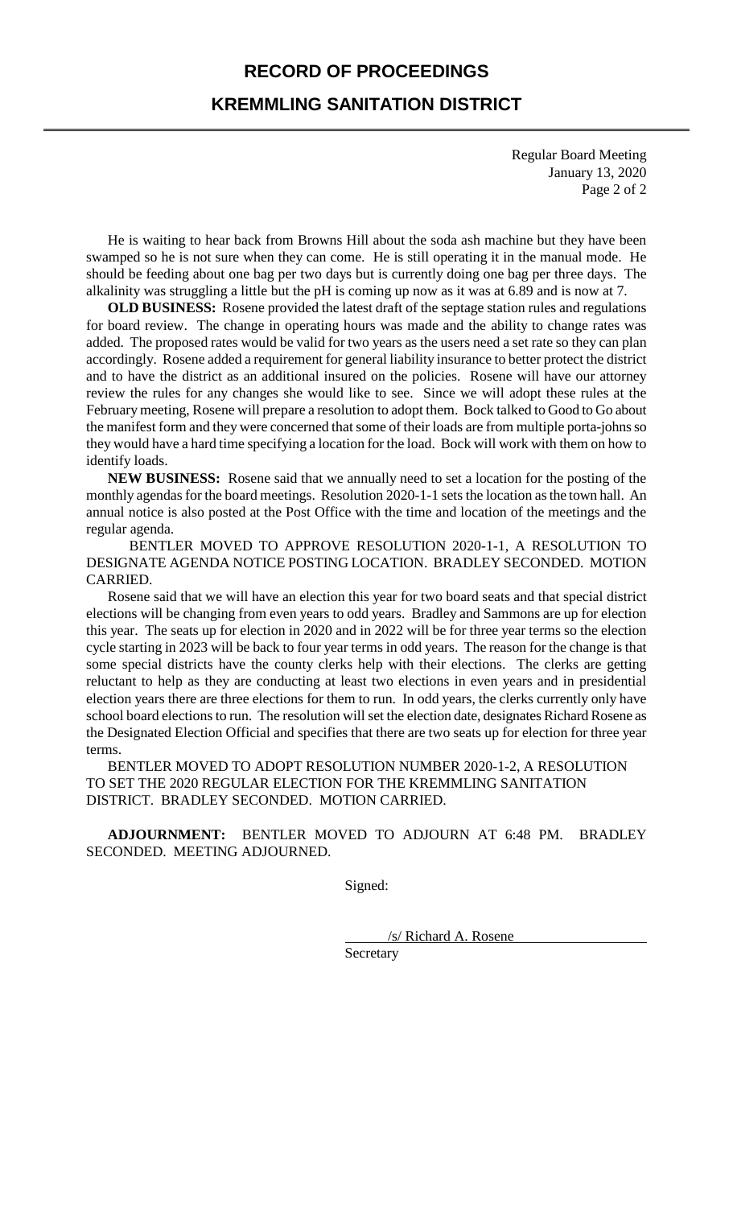He is waiting to hear back from Browns Hill about the soda ash machine but they have been swamped so he is not sure when they can come. He is still operating it in the manual mode. He should be feeding about one bag per two days but is currently doing one bag per three days. The alkalinity was struggling a little but the pH is coming up now as it was at 6.89 and is now at 7.

**OLD BUSINESS:** Rosene provided the latest draft of the septage station rules and regulations for board review. The change in operating hours was made and the ability to change rates was added. The proposed rates would be valid for two years as the users need a set rate so they can plan accordingly. Rosene added a requirement for general liability insurance to better protect the district and to have the district as an additional insured on the policies. Rosene will have our attorney review the rules for any changes she would like to see. Since we will adopt these rules at the February meeting, Rosene will prepare a resolution to adopt them. Bock talked to Good to Go about the manifest form and they were concerned that some of their loads are from multiple porta-johns so they would have a hard time specifying a location for the load. Bock will work with them on how to identify loads.

**NEW BUSINESS:** Rosene said that we annually need to set a location for the posting of the monthly agendas for the board meetings. Resolution 2020-1-1 sets the location as the town hall. An annual notice is also posted at the Post Office with the time and location of the meetings and the regular agenda.

BENTLER MOVED TO APPROVE RESOLUTION 2020-1-1, A RESOLUTION TO DESIGNATE AGENDA NOTICE POSTING LOCATION. BRADLEY SECONDED. MOTION CARRIED.

Rosene said that we will have an election this year for two board seats and that special district elections will be changing from even years to odd years. Bradley and Sammons are up for election this year. The seats up for election in 2020 and in 2022 will be for three year terms so the election cycle starting in 2023 will be back to four year terms in odd years. The reason for the change is that some special districts have the county clerks help with their elections. The clerks are getting reluctant to help as they are conducting at least two elections in even years and in presidential election years there are three elections for them to run. In odd years, the clerks currently only have school board elections to run. The resolution will set the election date, designates Richard Rosene as the Designated Election Official and specifies that there are two seats up for election for three year terms.

BENTLER MOVED TO ADOPT RESOLUTION NUMBER 2020-1-2, A RESOLUTION TO SET THE 2020 REGULAR ELECTION FOR THE KREMMLING SANITATION DISTRICT. BRADLEY SECONDED. MOTION CARRIED.

**ADJOURNMENT:** BENTLER MOVED TO ADJOURN AT 6:48 PM. BRADLEY SECONDED. MEETING ADJOURNED.

Signed:

/s/ Richard A. Rosene

Secretary